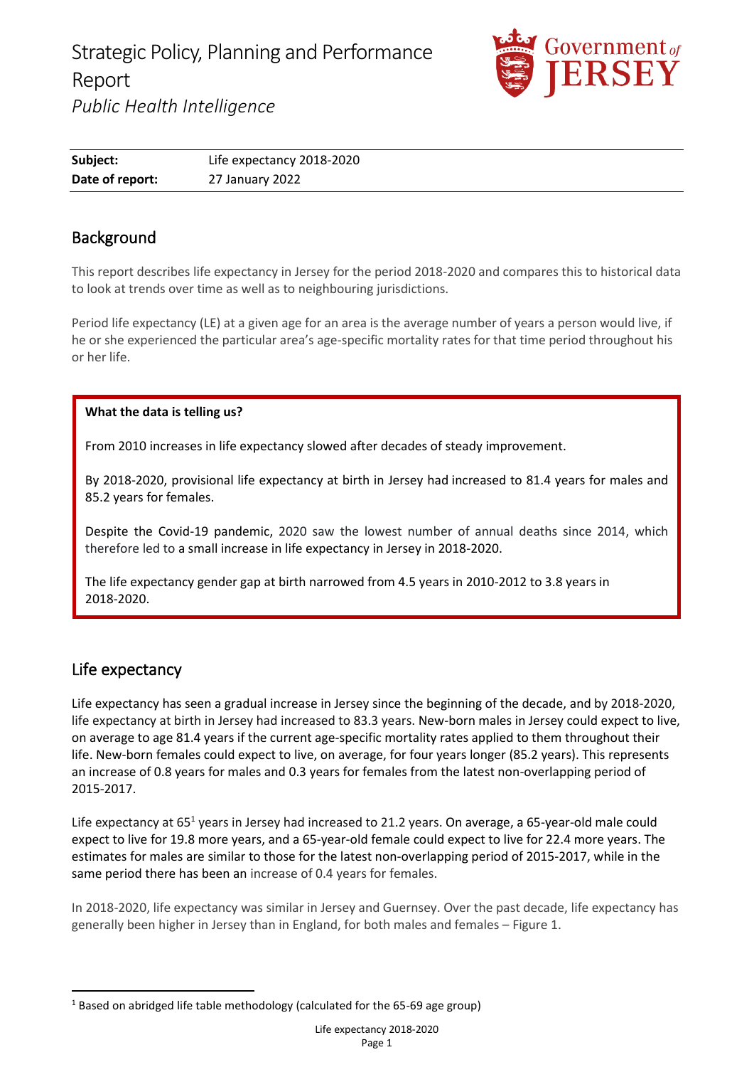# Strategic Policy, Planning and Performance Report

*Public Health Intelligence*

| **Subject:** | Life expectancy 2018-2020 |
|---|---|
| **Date of report:** | 27 January 2022 |

## Background

This report describes life expectancy in Jersey for the period 2018-2020 and compares this to historical data to look at trends over time as well as to neighbouring jurisdictions.

Period life expectancy (LE) at a given age for an area is the average number of years a person would live, if he or she experienced the particular area's age-specific mortality rates for that time period throughout his or her life.

**What the data is telling us?**

From 2010 increases in life expectancy slowed after decades of steady improvement.

By 2018-2020, provisional life expectancy at birth in Jersey had increased to 81.4 years for males and 85.2 years for females.

Despite the Covid-19 pandemic, 2020 saw the lowest number of annual deaths since 2014, which therefore led to a small increase in life expectancy in Jersey in 2018-2020.

The life expectancy gender gap at birth narrowed from 4.5 years in 2010-2012 to 3.8 years in 2018-2020.

## Life expectancy

Life expectancy has seen a gradual increase in Jersey since the beginning of the decade, and by 2018-2020, life expectancy at birth in Jersey had increased to 83.3 years. New-born males in Jersey could expect to live, on average to age 81.4 years if the current age-specific mortality rates applied to them throughout their life. New-born females could expect to live, on average, for four years longer (85.2 years). This represents an increase of 0.8 years for males and 0.3 years for females from the latest non-overlapping period of 2015-2017.

Life expectancy at 65[1] years in Jersey had increased to 21.2 years. On average, a 65-year-old male could expect to live for 19.8 more years, and a 65-year-old female could expect to live for 22.4 more years. The estimates for males are similar to those for the latest non-overlapping period of 2015-2017, while in the same period there has been an increase of 0.4 years for females.

In 2018-2020, life expectancy was similar in Jersey and Guernsey. Over the past decade, life expectancy has generally been higher in Jersey than in England, for both males and females – Figure 1.

[1] Based on abridged life table methodology (calculated for the 65-69 age group)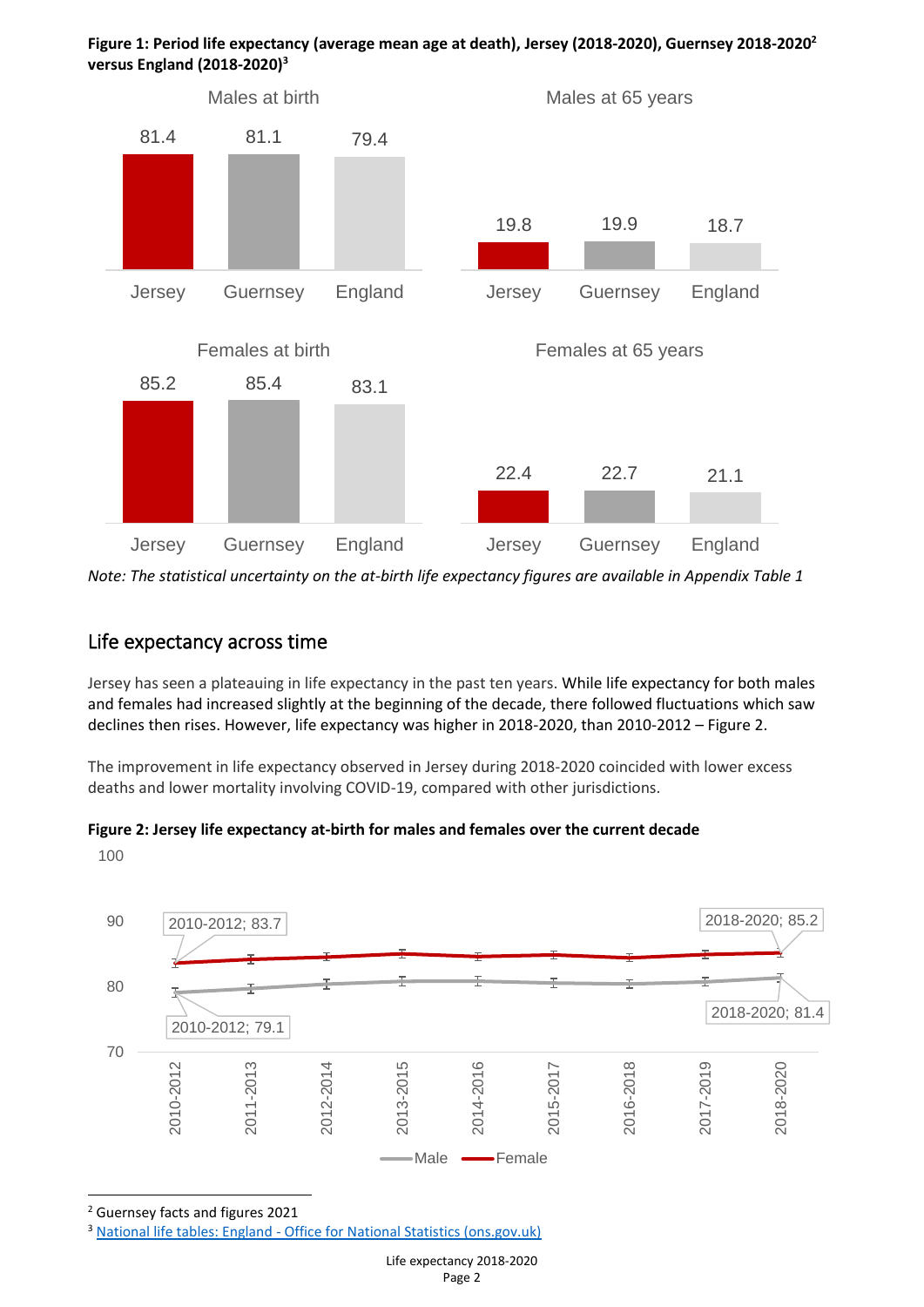**Figure 1: Period life expectancy (average mean age at death), Jersey (2018-2020), Guernsey 2018-2020[2] versus England (2018-2020)[3]**

| | Jersey | Guernsey | England |
|---|---|---|---|
| Males at birth | 81.4 | 81.1 | 79.4 |
| Males at 65 years | 19.8 | 19.9 | 18.7 |
| Females at birth | 85.2 | 85.4 | 83.1 |
| Females at 65 years | 22.4 | 22.7 | 21.1 |

*Note: The statistical uncertainty on the at-birth life expectancy figures are available in Appendix Table 1*

## Life expectancy across time

Jersey has seen a plateauing in life expectancy in the past ten years. While life expectancy for both males and females had increased slightly at the beginning of the decade, there followed fluctuations which saw declines then rises. However, life expectancy was higher in 2018-2020, than 2010-2012 – Figure 2.

The improvement in life expectancy observed in Jersey during 2018-2020 coincided with lower excess deaths and lower mortality involving COVID-19, compared with other jurisdictions.

**Figure 2: Jersey life expectancy at-birth for males and females over the current decade**

| Period | Male | Female |
|---|---|---|
| 2010-2012 | 79.1 | 83.7 |
| 2018-2020 | 81.4 | 85.2 |

[2] Guernsey facts and figures 2021

[3] National life tables: England - Office for National Statistics (ons.gov.uk)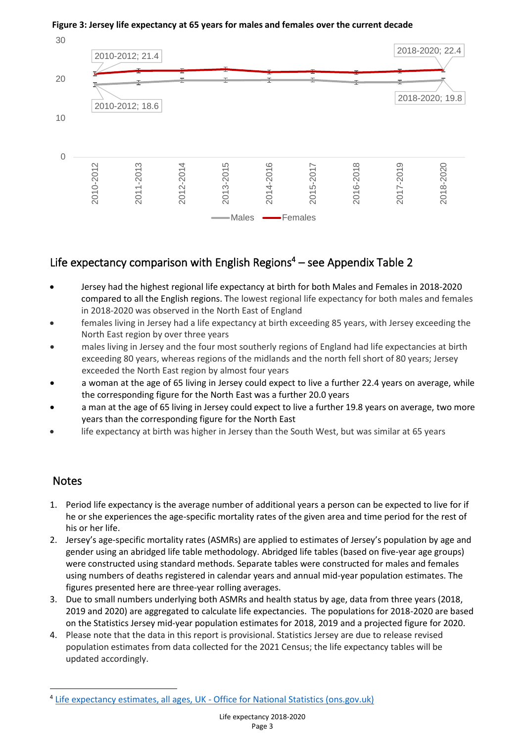**Figure 3: Jersey life expectancy at 65 years for males and females over the current decade**

## Life expectancy comparison with English Regions[4] – see Appendix Table 2

- Jersey had the highest regional life expectancy at birth for both Males and Females in 2018-2020 compared to all the English regions. The lowest regional life expectancy for both males and females in 2018-2020 was observed in the North East of England
- females living in Jersey had a life expectancy at birth exceeding 85 years, with Jersey exceeding the North East region by over three years
- males living in Jersey and the four most southerly regions of England had life expectancies at birth exceeding 80 years, whereas regions of the midlands and the north fell short of 80 years; Jersey exceeded the North East region by almost four years
- a woman at the age of 65 living in Jersey could expect to live a further 22.4 years on average, while the corresponding figure for the North East was a further 20.0 years
- a man at the age of 65 living in Jersey could expect to live a further 19.8 years on average, two more years than the corresponding figure for the North East
- life expectancy at birth was higher in Jersey than the South West, but was similar at 65 years

## Notes

1. Period life expectancy is the average number of additional years a person can be expected to live for if he or she experiences the age-specific mortality rates of the given area and time period for the rest of his or her life.
2. Jersey's age-specific mortality rates (ASMRs) are applied to estimates of Jersey's population by age and gender using an abridged life table methodology. Abridged life tables (based on five-year age groups) were constructed using standard methods. Separate tables were constructed for males and females using numbers of deaths registered in calendar years and annual mid-year population estimates. The figures presented here are three-year rolling averages.
3. Due to small numbers underlying both ASMRs and health status by age, data from three years (2018, 2019 and 2020) are aggregated to calculate life expectancies. The populations for 2018-2020 are based on the Statistics Jersey mid-year population estimates for 2018, 2019 and a projected figure for 2020.
4. Please note that the data in this report is provisional. Statistics Jersey are due to release revised population estimates from data collected for the 2021 Census; the life expectancy tables will be updated accordingly.

---

[4] Life expectancy estimates, all ages, UK - Office for National Statistics (ons.gov.uk)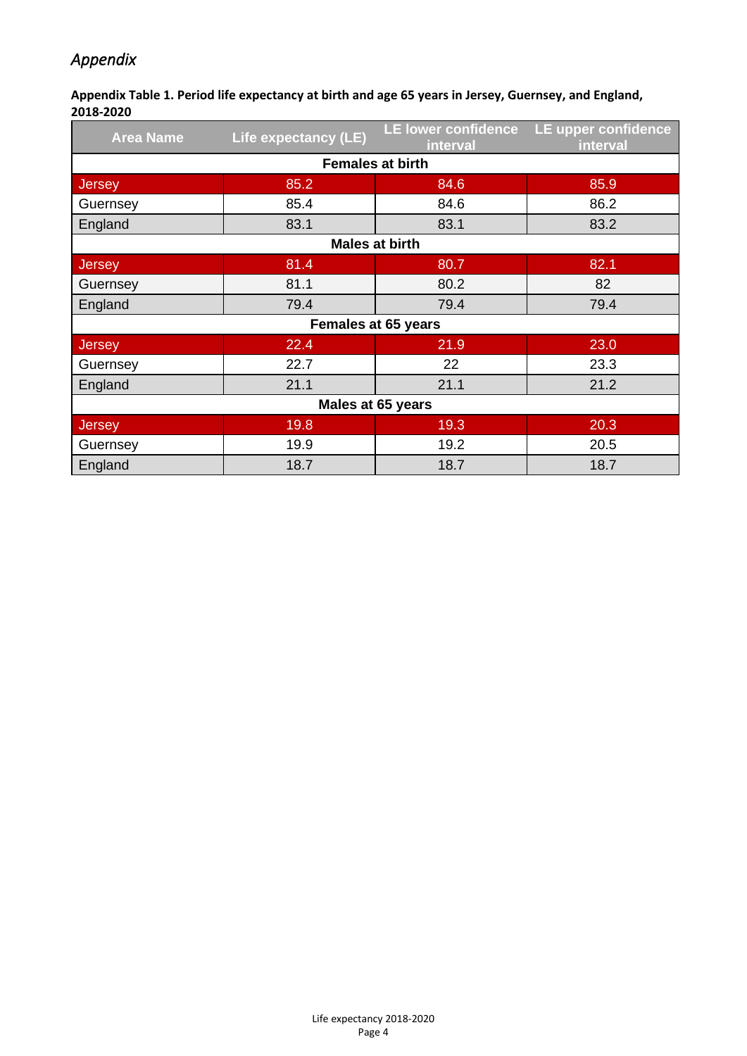*Appendix*

**Appendix Table 1. Period life expectancy at birth and age 65 years in Jersey, Guernsey, and England, 2018-2020**

| Area Name | Life expectancy (LE) | LE lower confidence interval | LE upper confidence interval |
|---|---|---|---|
| **Females at birth** | | | |
| Jersey | 85.2 | 84.6 | 85.9 |
| Guernsey | 85.4 | 84.6 | 86.2 |
| England | 83.1 | 83.1 | 83.2 |
| **Males at birth** | | | |
| Jersey | 81.4 | 80.7 | 82.1 |
| Guernsey | 81.1 | 80.2 | 82 |
| England | 79.4 | 79.4 | 79.4 |
| **Females at 65 years** | | | |
| Jersey | 22.4 | 21.9 | 23.0 |
| Guernsey | 22.7 | 22 | 23.3 |
| England | 21.1 | 21.1 | 21.2 |
| **Males at 65 years** | | | |
| Jersey | 19.8 | 19.3 | 20.3 |
| Guernsey | 19.9 | 19.2 | 20.5 |
| England | 18.7 | 18.7 | 18.7 |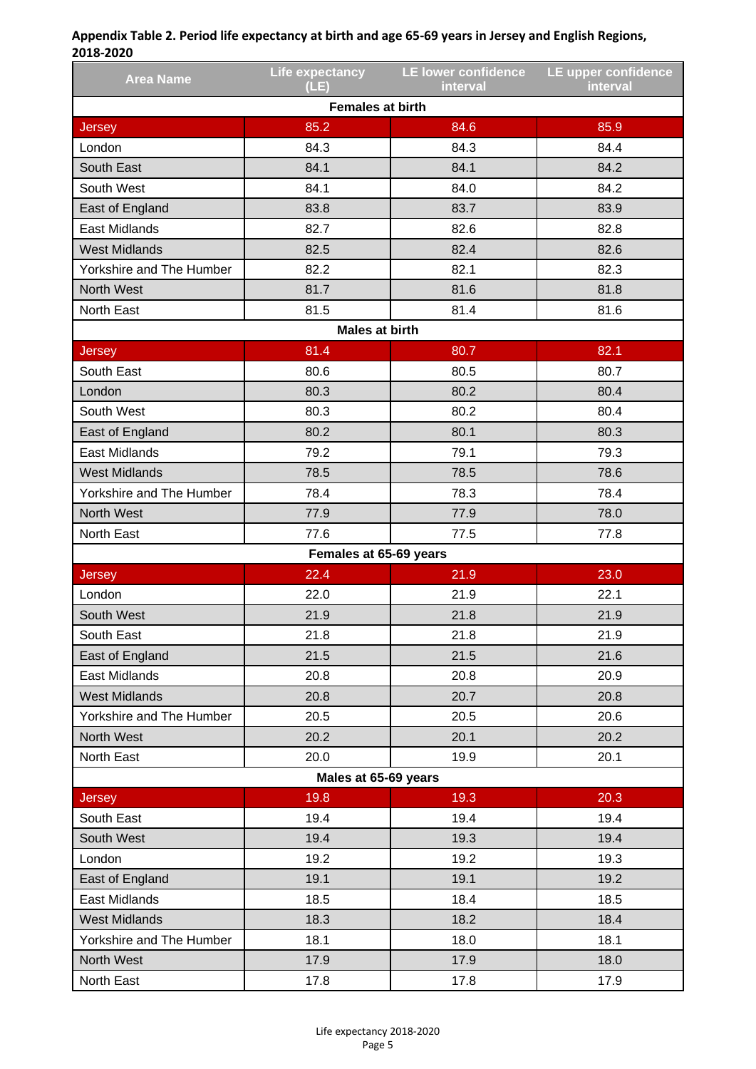**Appendix Table 2. Period life expectancy at birth and age 65-69 years in Jersey and English Regions, 2018-2020**

| Area Name | Life expectancy (LE) | LE lower confidence interval | LE upper confidence interval |
|---|---|---|---|
| **Females at birth** | | | |
| Jersey | 85.2 | 84.6 | 85.9 |
| London | 84.3 | 84.3 | 84.4 |
| South East | 84.1 | 84.1 | 84.2 |
| South West | 84.1 | 84.0 | 84.2 |
| East of England | 83.8 | 83.7 | 83.9 |
| East Midlands | 82.7 | 82.6 | 82.8 |
| West Midlands | 82.5 | 82.4 | 82.6 |
| Yorkshire and The Humber | 82.2 | 82.1 | 82.3 |
| North West | 81.7 | 81.6 | 81.8 |
| North East | 81.5 | 81.4 | 81.6 |
| **Males at birth** | | | |
| Jersey | 81.4 | 80.7 | 82.1 |
| South East | 80.6 | 80.5 | 80.7 |
| London | 80.3 | 80.2 | 80.4 |
| South West | 80.3 | 80.2 | 80.4 |
| East of England | 80.2 | 80.1 | 80.3 |
| East Midlands | 79.2 | 79.1 | 79.3 |
| West Midlands | 78.5 | 78.5 | 78.6 |
| Yorkshire and The Humber | 78.4 | 78.3 | 78.4 |
| North West | 77.9 | 77.9 | 78.0 |
| North East | 77.6 | 77.5 | 77.8 |
| **Females at 65-69 years** | | | |
| Jersey | 22.4 | 21.9 | 23.0 |
| London | 22.0 | 21.9 | 22.1 |
| South West | 21.9 | 21.8 | 21.9 |
| South East | 21.8 | 21.8 | 21.9 |
| East of England | 21.5 | 21.5 | 21.6 |
| East Midlands | 20.8 | 20.8 | 20.9 |
| West Midlands | 20.8 | 20.7 | 20.8 |
| Yorkshire and The Humber | 20.5 | 20.5 | 20.6 |
| North West | 20.2 | 20.1 | 20.2 |
| North East | 20.0 | 19.9 | 20.1 |
| **Males at 65-69 years** | | | |
| Jersey | 19.8 | 19.3 | 20.3 |
| South East | 19.4 | 19.4 | 19.4 |
| South West | 19.4 | 19.3 | 19.4 |
| London | 19.2 | 19.2 | 19.3 |
| East of England | 19.1 | 19.1 | 19.2 |
| East Midlands | 18.5 | 18.4 | 18.5 |
| West Midlands | 18.3 | 18.2 | 18.4 |
| Yorkshire and The Humber | 18.1 | 18.0 | 18.1 |
| North West | 17.9 | 17.9 | 18.0 |
| North East | 17.8 | 17.8 | 17.9 |